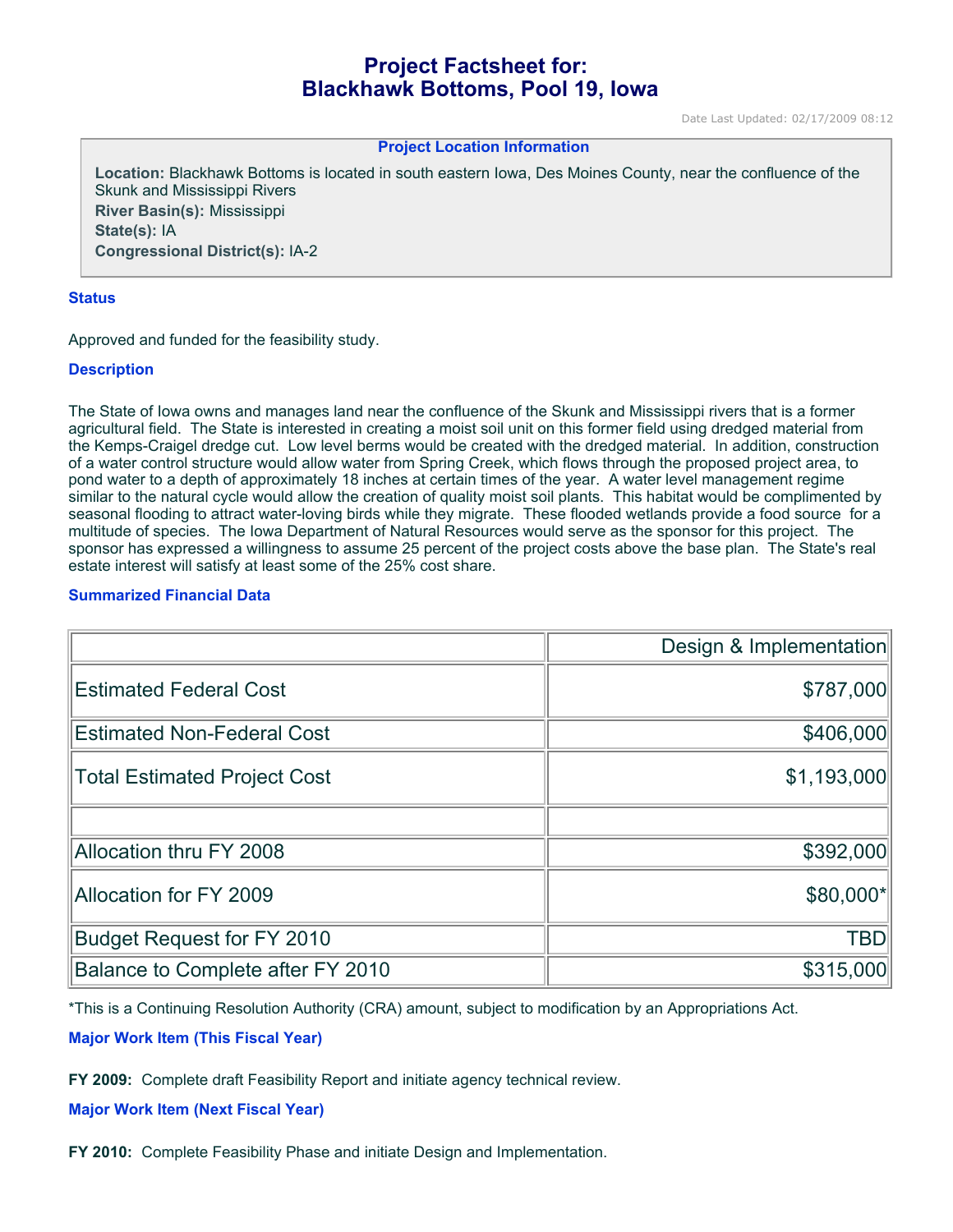# Project Factsheet for: Blackhawk Bottoms, Pool 19, Iowa

Date Last Updated: 02/17/2009 08:12

**Project Location Information**

**Location:** Blackhawk Bottoms is located in south eastern Iowa, Des Moines County, near the confluence of the Skunk and Mississippi Rivers
**River Basin(s):** Mississippi
**State(s):** IA
**Congressional District(s):** IA-2

## Status

Approved and funded for the feasibility study.

## Description

The State of Iowa owns and manages land near the confluence of the Skunk and Mississippi rivers that is a former agricultural field. The State is interested in creating a moist soil unit on this former field using dredged material from the Kemps-Craigel dredge cut. Low level berms would be created with the dredged material. In addition, construction of a water control structure would allow water from Spring Creek, which flows through the proposed project area, to pond water to a depth of approximately 18 inches at certain times of the year. A water level management regime similar to the natural cycle would allow the creation of quality moist soil plants. This habitat would be complimented by seasonal flooding to attract water-loving birds while they migrate. These flooded wetlands provide a food source for a multitude of species. The Iowa Department of Natural Resources would serve as the sponsor for this project. The sponsor has expressed a willingness to assume 25 percent of the project costs above the base plan. The State's real estate interest will satisfy at least some of the 25% cost share.

## Summarized Financial Data

| | Design & Implementation |
|---|---|
| Estimated Federal Cost | $787,000 |
| Estimated Non-Federal Cost | $406,000 |
| Total Estimated Project Cost | $1,193,000 |
| | |
| Allocation thru FY 2008 | $392,000 |
| Allocation for FY 2009 | $80,000* |
| Budget Request for FY 2010 | TBD |
| Balance to Complete after FY 2010 | $315,000 |

*This is a Continuing Resolution Authority (CRA) amount, subject to modification by an Appropriations Act.

## Major Work Item (This Fiscal Year)

**FY 2009:** Complete draft Feasibility Report and initiate agency technical review.

## Major Work Item (Next Fiscal Year)

**FY 2010:** Complete Feasibility Phase and initiate Design and Implementation.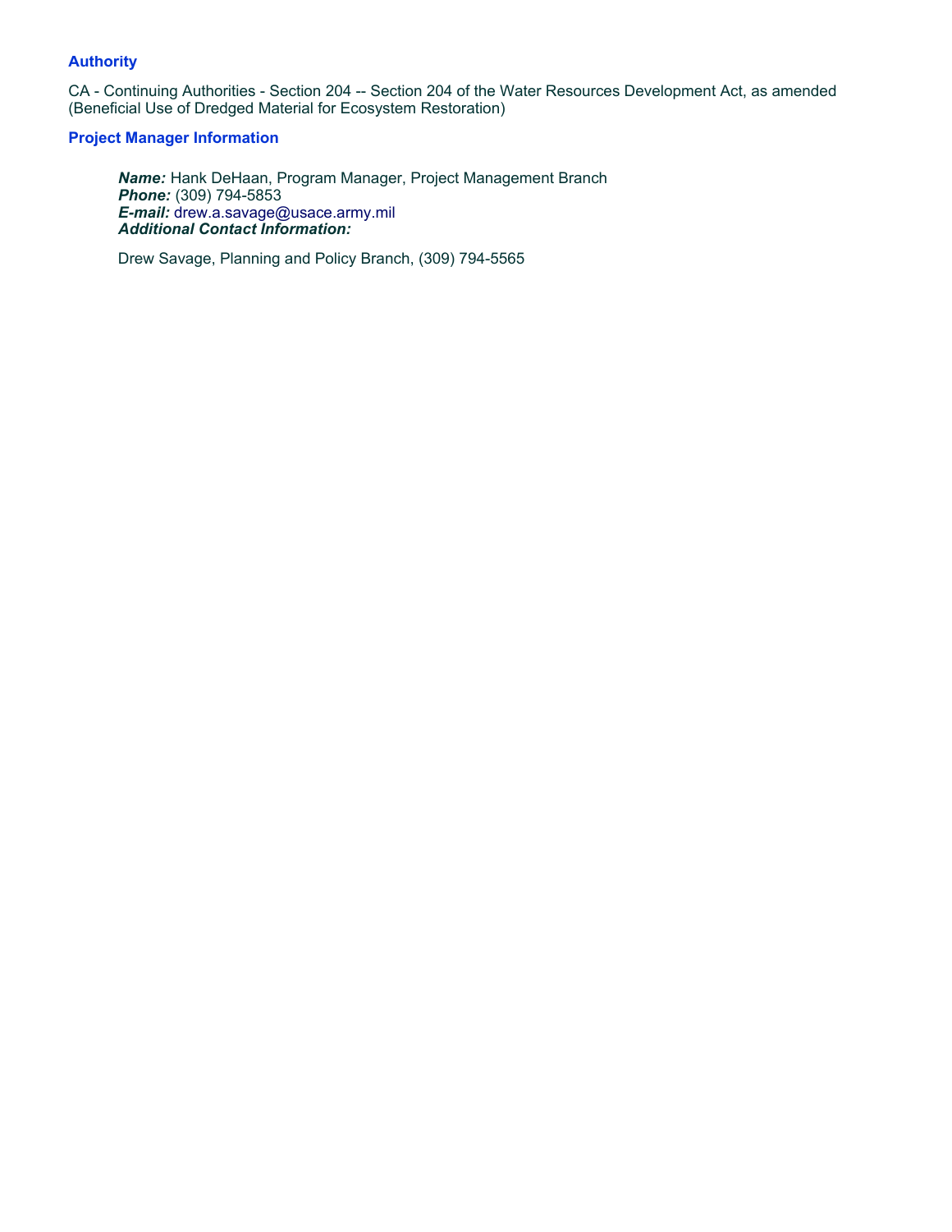### Authority

CA - Continuing Authorities - Section 204 -- Section 204 of the Water Resources Development Act, as amended (Beneficial Use of Dredged Material for Ecosystem Restoration)

### Project Manager Information

***Name:*** Hank DeHaan, Program Manager, Project Management Branch
***Phone:*** (309) 794-5853
***E-mail:*** drew.a.savage@usace.army.mil
***Additional Contact Information:***

Drew Savage, Planning and Policy Branch, (309) 794-5565